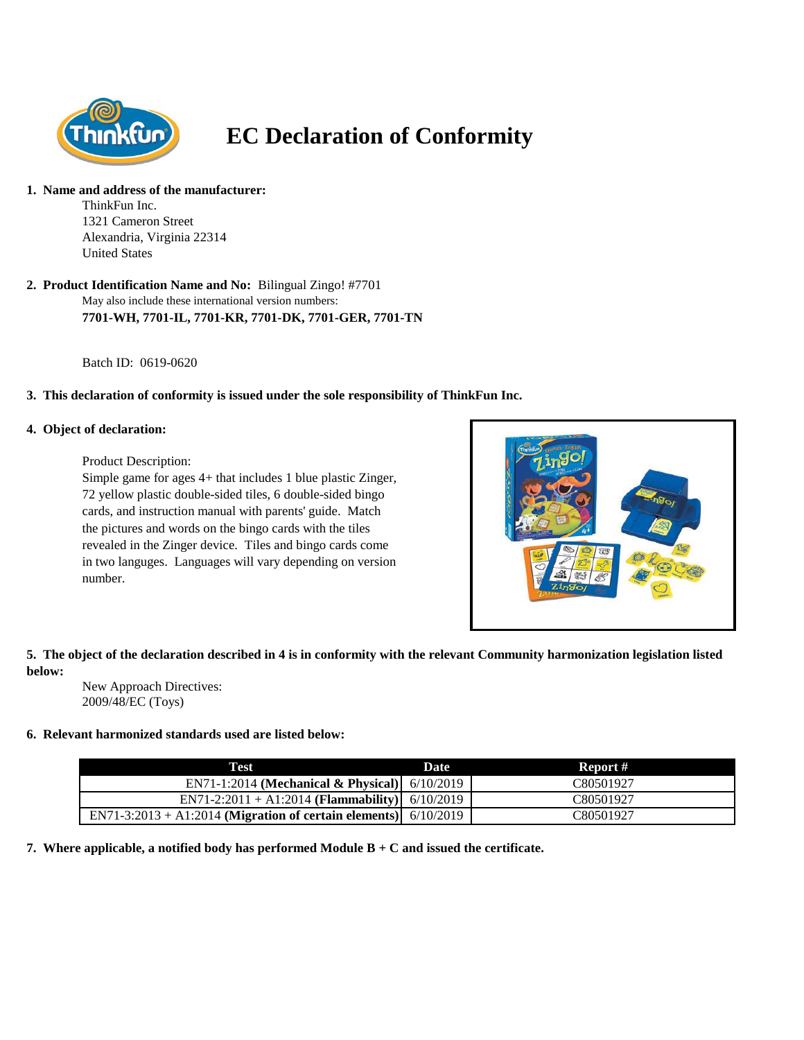# EC Declaration of Conformity

**1. Name and address of the manufacturer:**

ThinkFun Inc.
1321 Cameron Street
Alexandria, Virginia 22314
United States

**2. Product Identification Name and No:** Bilingual Zingo! #7701

May also include these international version numbers:
**7701-WH, 7701-IL, 7701-KR, 7701-DK, 7701-GER, 7701-TN**

Batch ID: 0619-0620

**3. This declaration of conformity is issued under the sole responsibility of ThinkFun Inc.**

**4. Object of declaration:**

Product Description:
Simple game for ages 4+ that includes 1 blue plastic Zinger, 72 yellow plastic double-sided tiles, 6 double-sided bingo cards, and instruction manual with parents' guide. Match the pictures and words on the bingo cards with the tiles revealed in the Zinger device. Tiles and bingo cards come in two languges. Languages will vary depending on version number.

**5. The object of the declaration described in 4 is in conformity with the relevant Community harmonization legislation listed below:**

New Approach Directives:
2009/48/EC (Toys)

**6. Relevant harmonized standards used are listed below:**

| Test | Date | Report # |
|---|---|---|
| EN71-1:2014 **(Mechanical & Physical)** | 6/10/2019 | C80501927 |
| EN71-2:2011 + A1:2014 **(Flammability)** | 6/10/2019 | C80501927 |
| EN71-3:2013 + A1:2014 **(Migration of certain elements)** | 6/10/2019 | C80501927 |

**7. Where applicable, a notified body has performed Module B + C and issued the certificate.**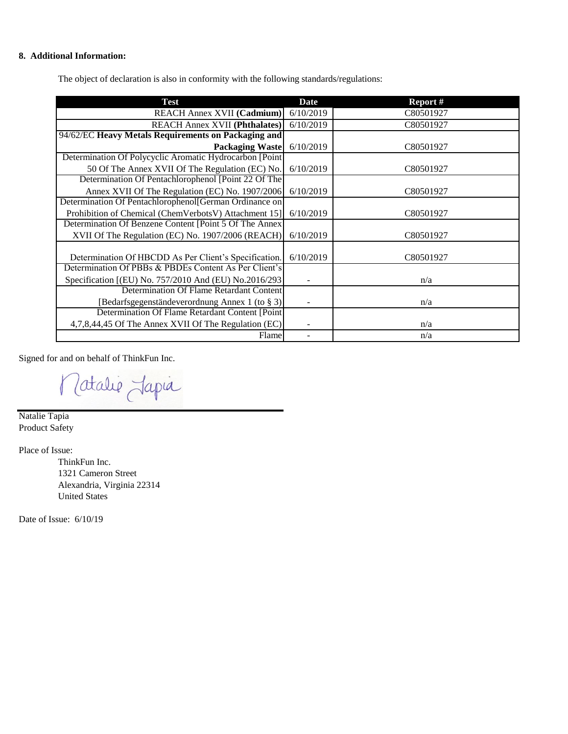**8. Additional Information:**

The object of declaration is also in conformity with the following standards/regulations:

| Test | Date | Report # |
|---|---|---|
| REACH Annex XVII **(Cadmium)** | 6/10/2019 | C80501927 |
| REACH Annex XVII **(Phthalates)** | 6/10/2019 | C80501927 |
| 94/62/EC **Heavy Metals Requirements on Packaging and Packaging Waste** | 6/10/2019 | C80501927 |
| Determination Of Polycyclic Aromatic Hydrocarbon [Point 50 Of The Annex XVII Of The Regulation (EC) No. | 6/10/2019 | C80501927 |
| Determination Of Pentachlorophenol [Point 22 Of The Annex XVII Of The Regulation (EC) No. 1907/2006 | 6/10/2019 | C80501927 |
| Determination Of Pentachlorophenol[German Ordinance on Prohibition of Chemical (ChemVerbotsV) Attachment 15] | 6/10/2019 | C80501927 |
| Determination Of Benzene Content [Point 5 Of The Annex XVII Of The Regulation (EC) No. 1907/2006 (REACH) | 6/10/2019 | C80501927 |
| Determination Of HBCDD As Per Client's Specification. | 6/10/2019 | C80501927 |
| Determination Of PBBs & PBDEs Content As Per Client's Specification [(EU) No. 757/2010 And (EU) No.2016/293 | - | n/a |
| Determination Of Flame Retardant Content [Bedarfsgegenständeverordnung Annex 1 (to § 3) | - | n/a |
| Determination Of Flame Retardant Content [Point 4,7,8,44,45 Of The Annex XVII Of The Regulation (EC) | - | n/a |
| Flame | - | n/a |

Signed for and on behalf of ThinkFun Inc.

Natalie Tapia

Natalie Tapia
Product Safety

Place of Issue:

ThinkFun Inc.
1321 Cameron Street
Alexandria, Virginia 22314
United States

Date of Issue: 6/10/19